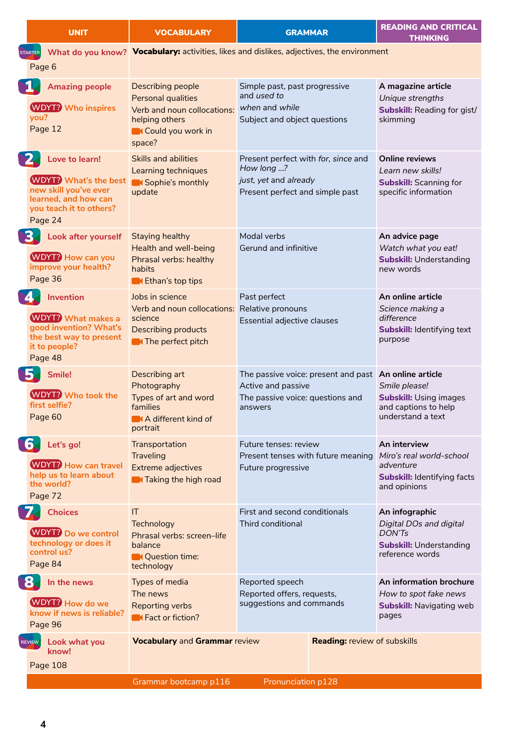| UNIT | VOCABULARY | GRAMMAR | READING AND CRITICAL THINKING |
| --- | --- | --- | --- |
| STARTER **What do you know?** Page 6 | **Vocabulary:** activities, likes and dislikes, adjectives, the environment | | |
| **1 Amazing people** WDYT? Who inspires you? Page 12 | Describing people<br>Personal qualities<br>Verb and noun collocations: helping others<br>Could you work in space? | Simple past, past progressive and *used to*<br>*when* and *while*<br>Subject and object questions | **A magazine article**<br>*Unique strengths*<br>**Subskill:** Reading for gist/ skimming |
| **2 Love to learn!** WDYT? What's the best new skill you've ever learned, and how can you teach it to others? Page 24 | Skills and abilities<br>Learning techniques<br>Sophie's monthly update | Present perfect with *for*, *since* and *How long ...?*<br>*just*, *yet* and *already*<br>Present perfect and simple past | **Online reviews**<br>*Learn new skills!*<br>**Subskill:** Scanning for specific information |
| **3 Look after yourself** WDYT? How can you improve your health? Page 36 | Staying healthy<br>Health and well-being<br>Phrasal verbs: healthy habits<br>Ethan's top tips | Modal verbs<br>Gerund and infinitive | **An advice page**<br>*Watch what you eat!*<br>**Subskill:** Understanding new words |
| **4 Invention** WDYT? What makes a good invention? What's the best way to present it to people? Page 48 | Jobs in science<br>Verb and noun collocations: science<br>Describing products<br>The perfect pitch | Past perfect<br>Relative pronouns<br>Essential adjective clauses | **An online article**<br>*Science making a difference*<br>**Subskill:** Identifying text purpose |
| **5 Smile!** WDYT? Who took the first selfie? Page 60 | Describing art<br>Photography<br>Types of art and word families<br>A different kind of portrait | The passive voice: present and past<br>Active and passive<br>The passive voice: questions and answers | **An online article**<br>*Smile please!*<br>**Subskill:** Using images and captions to help understand a text |
| **6 Let's go!** WDYT? How can travel help us to learn about the world? Page 72 | Transportation<br>Traveling<br>Extreme adjectives<br>Taking the high road | Future tenses: review<br>Present tenses with future meaning<br>Future progressive | **An interview**<br>*Miro's real world-school adventure*<br>**Subskill:** Identifying facts and opinions |
| **7 Choices** WDYT? Do we control technology or does it control us? Page 84 | IT<br>Technology<br>Phrasal verbs: screen–life balance<br>Question time: technology | First and second conditionals<br>Third conditional | **An infographic**<br>*Digital DOs and digital DON'Ts*<br>**Subskill:** Understanding reference words |
| **8 In the news** WDYT? How do we know if news is reliable? Page 96 | Types of media<br>The news<br>Reporting verbs<br>Fact or fiction? | Reported speech<br>Reported offers, requests, suggestions and commands | **An information brochure**<br>*How to spot fake news*<br>**Subskill:** Navigating web pages |
| REVIEW **Look what you know!** Page 108 | **Vocabulary** and **Grammar** review | | **Reading:** review of subskills |

Grammar bootcamp p116 Pronunciation p128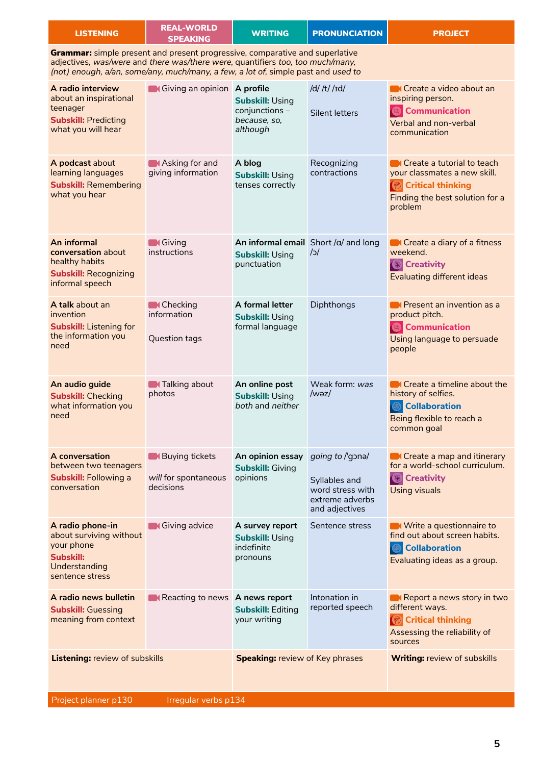| LISTENING | REAL-WORLD SPEAKING | WRITING | PRONUNCIATION | PROJECT |
|---|---|---|---|---|
| **Grammar:** simple present and present progressive, comparative and superlative adjectives, *was/were* and *there was/there were*, quantifiers *too, too much/many, (not) enough, a/an, some/any, much/many, a few, a lot of*, simple past and *used to* | | | | |
| **A radio interview** about an inspirational teenager **Subskill:** Predicting what you will hear | Giving an opinion | **A profile** **Subskill:** Using conjunctions – *because, so, although* | /d/ /t/ /ɪd/ Silent letters | Create a video about an inspiring person. **Communication** Verbal and non-verbal communication |
| **A podcast** about learning languages **Subskill:** Remembering what you hear | Asking for and giving information | **A blog** **Subskill:** Using tenses correctly | Recognizing contractions | Create a tutorial to teach your classmates a new skill. **Critical thinking** Finding the best solution for a problem |
| **An informal conversation** about healthy habits **Subskill:** Recognizing informal speech | Giving instructions | **An informal email** **Subskill:** Using punctuation | Short /ɑ/ and long /ɔ/ | Create a diary of a fitness weekend. **Creativity** Evaluating different ideas |
| **A talk** about an invention **Subskill:** Listening for the information you need | Checking information Question tags | **A formal letter** **Subskill:** Using formal language | Diphthongs | Present an invention as a product pitch. **Communication** Using language to persuade people |
| **An audio guide** **Subskill:** Checking what information you need | Talking about photos | **An online post** **Subskill:** Using *both* and *neither* | Weak form: *was* /wəz/ | Create a timeline about the history of selfies. **Collaboration** Being flexible to reach a common goal |
| **A conversation** between two teenagers **Subskill:** Following a conversation | Buying tickets *will* for spontaneous decisions | **An opinion essay** **Subskill:** Giving opinions | *going to* /ˈgɔnə/ Syllables and word stress with extreme adverbs and adjectives | Create a map and itinerary for a world-school curriculum. **Creativity** Using visuals |
| **A radio phone-in** about surviving without your phone **Subskill:** Understanding sentence stress | Giving advice | **A survey report** **Subskill:** Using indefinite pronouns | Sentence stress | Write a questionnaire to find out about screen habits. **Collaboration** Evaluating ideas as a group. |
| **A radio news bulletin** **Subskill:** Guessing meaning from context | Reacting to news | **A news report** **Subskill:** Editing your writing | Intonation in reported speech | Report a news story in two different ways. **Critical thinking** Assessing the reliability of sources |
| **Listening:** review of subskills | | **Speaking:** review of Key phrases | | **Writing:** review of subskills |

Project planner p130 Irregular verbs p134